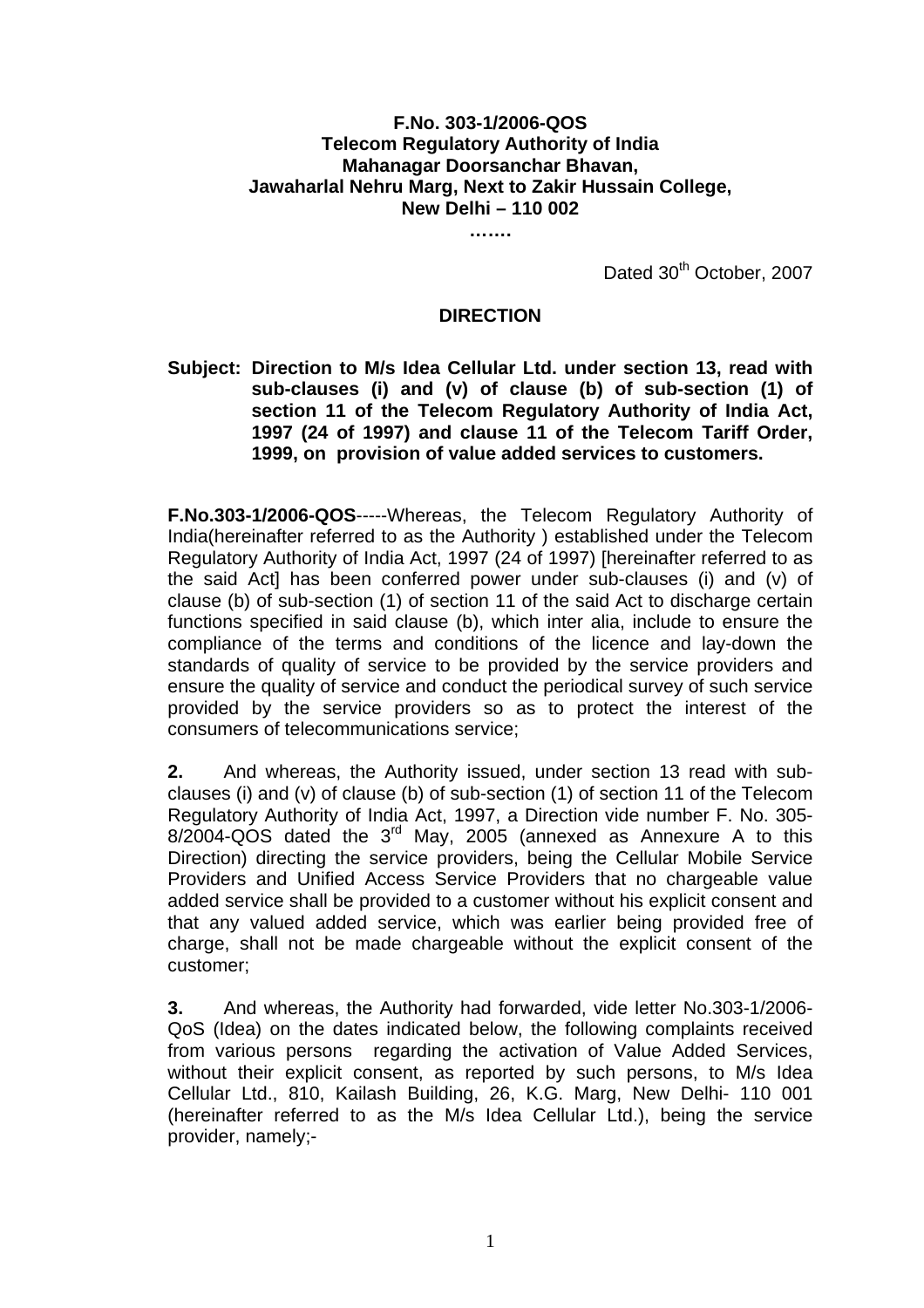**F.No. 303-1/2006-QOS**
**Telecom Regulatory Authority of India**
**Mahanagar Doorsanchar Bhavan,**
**Jawaharlal Nehru Marg, Next to Zakir Hussain College,**
**New Delhi – 110 002**

**…….**

Dated 30th October, 2007

## DIRECTION

**Subject: Direction to M/s Idea Cellular Ltd. under section 13, read with sub-clauses (i) and (v) of clause (b) of sub-section (1) of section 11 of the Telecom Regulatory Authority of India Act, 1997 (24 of 1997) and clause 11 of the Telecom Tariff Order, 1999, on provision of value added services to customers.**

**F.No.303-1/2006-QOS**-----Whereas, the Telecom Regulatory Authority of India(hereinafter referred to as the Authority ) established under the Telecom Regulatory Authority of India Act, 1997 (24 of 1997) [hereinafter referred to as the said Act] has been conferred power under sub-clauses (i) and (v) of clause (b) of sub-section (1) of section 11 of the said Act to discharge certain functions specified in said clause (b), which inter alia, include to ensure the compliance of the terms and conditions of the licence and lay-down the standards of quality of service to be provided by the service providers and ensure the quality of service and conduct the periodical survey of such service provided by the service providers so as to protect the interest of the consumers of telecommunications service;

**2.** And whereas, the Authority issued, under section 13 read with sub-clauses (i) and (v) of clause (b) of sub-section (1) of section 11 of the Telecom Regulatory Authority of India Act, 1997, a Direction vide number F. No. 305-8/2004-QOS dated the 3rd May, 2005 (annexed as Annexure A to this Direction) directing the service providers, being the Cellular Mobile Service Providers and Unified Access Service Providers that no chargeable value added service shall be provided to a customer without his explicit consent and that any valued added service, which was earlier being provided free of charge, shall not be made chargeable without the explicit consent of the customer;

**3.** And whereas, the Authority had forwarded, vide letter No.303-1/2006-QoS (Idea) on the dates indicated below, the following complaints received from various persons regarding the activation of Value Added Services, without their explicit consent, as reported by such persons, to M/s Idea Cellular Ltd., 810, Kailash Building, 26, K.G. Marg, New Delhi- 110 001 (hereinafter referred to as the M/s Idea Cellular Ltd.), being the service provider, namely;-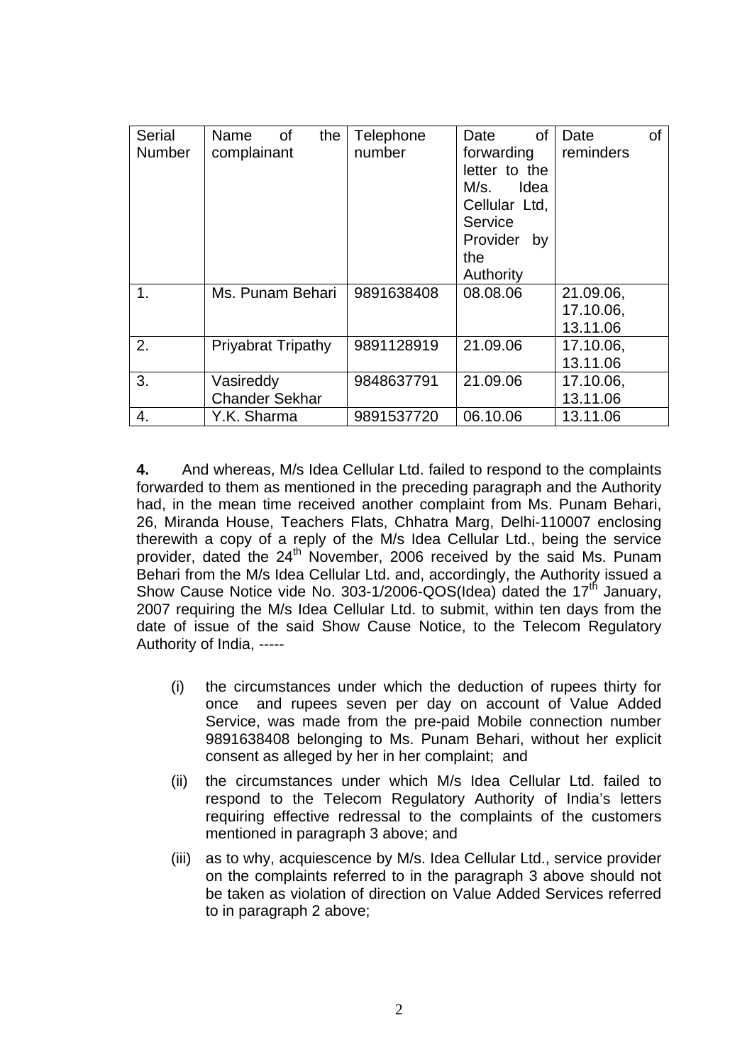| Serial Number | Name of the complainant | Telephone number | Date of forwarding letter to the M/s. Idea Cellular Ltd, Service Provider by the Authority | Date of reminders |
|---|---|---|---|---|
| 1. | Ms. Punam Behari | 9891638408 | 08.08.06 | 21.09.06, 17.10.06, 13.11.06 |
| 2. | Priyabrat Tripathy | 9891128919 | 21.09.06 | 17.10.06, 13.11.06 |
| 3. | Vasireddy Chander Sekhar | 9848637791 | 21.09.06 | 17.10.06, 13.11.06 |
| 4. | Y.K. Sharma | 9891537720 | 06.10.06 | 13.11.06 |

**4.** And whereas, M/s Idea Cellular Ltd. failed to respond to the complaints forwarded to them as mentioned in the preceding paragraph and the Authority had, in the mean time received another complaint from Ms. Punam Behari, 26, Miranda House, Teachers Flats, Chhatra Marg, Delhi-110007 enclosing therewith a copy of a reply of the M/s Idea Cellular Ltd., being the service provider, dated the 24th November, 2006 received by the said Ms. Punam Behari from the M/s Idea Cellular Ltd. and, accordingly, the Authority issued a Show Cause Notice vide No. 303-1/2006-QOS(Idea) dated the 17th January, 2007 requiring the M/s Idea Cellular Ltd. to submit, within ten days from the date of issue of the said Show Cause Notice, to the Telecom Regulatory Authority of India, -----

(i) the circumstances under which the deduction of rupees thirty for once and rupees seven per day on account of Value Added Service, was made from the pre-paid Mobile connection number 9891638408 belonging to Ms. Punam Behari, without her explicit consent as alleged by her in her complaint; and

(ii) the circumstances under which M/s Idea Cellular Ltd. failed to respond to the Telecom Regulatory Authority of India's letters requiring effective redressal to the complaints of the customers mentioned in paragraph 3 above; and

(iii) as to why, acquiescence by M/s. Idea Cellular Ltd., service provider on the complaints referred to in the paragraph 3 above should not be taken as violation of direction on Value Added Services referred to in paragraph 2 above;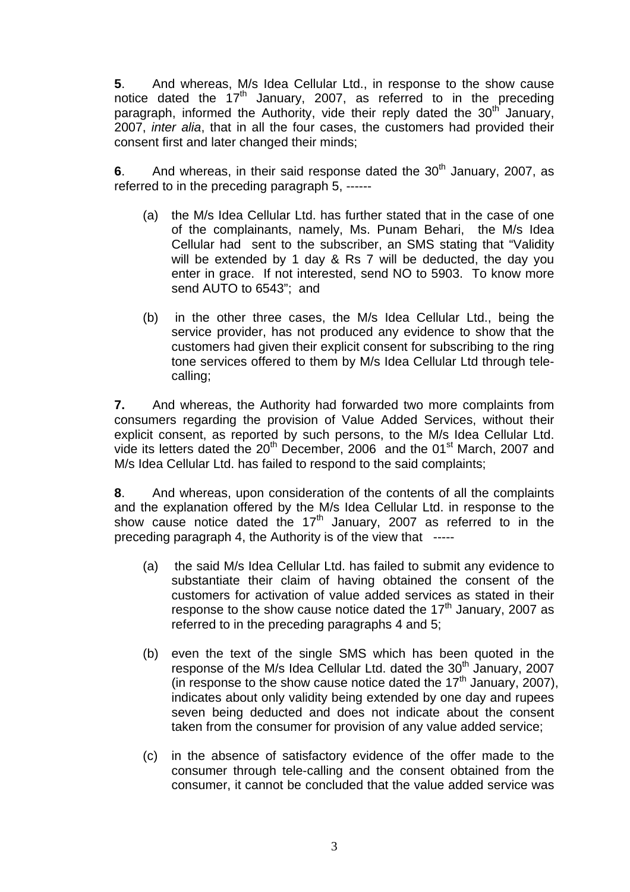**5**. And whereas, M/s Idea Cellular Ltd., in response to the show cause notice dated the 17th January, 2007, as referred to in the preceding paragraph, informed the Authority, vide their reply dated the 30th January, 2007, *inter alia*, that in all the four cases, the customers had provided their consent first and later changed their minds;

**6**. And whereas, in their said response dated the 30th January, 2007, as referred to in the preceding paragraph 5, ------

(a) the M/s Idea Cellular Ltd. has further stated that in the case of one of the complainants, namely, Ms. Punam Behari, the M/s Idea Cellular had sent to the subscriber, an SMS stating that "Validity will be extended by 1 day & Rs 7 will be deducted, the day you enter in grace. If not interested, send NO to 5903. To know more send AUTO to 6543"; and

(b) in the other three cases, the M/s Idea Cellular Ltd., being the service provider, has not produced any evidence to show that the customers had given their explicit consent for subscribing to the ring tone services offered to them by M/s Idea Cellular Ltd through tele-calling;

**7.** And whereas, the Authority had forwarded two more complaints from consumers regarding the provision of Value Added Services, without their explicit consent, as reported by such persons, to the M/s Idea Cellular Ltd. vide its letters dated the 20th December, 2006 and the 01st March, 2007 and M/s Idea Cellular Ltd. has failed to respond to the said complaints;

**8**. And whereas, upon consideration of the contents of all the complaints and the explanation offered by the M/s Idea Cellular Ltd. in response to the show cause notice dated the 17th January, 2007 as referred to in the preceding paragraph 4, the Authority is of the view that -----

(a) the said M/s Idea Cellular Ltd. has failed to submit any evidence to substantiate their claim of having obtained the consent of the customers for activation of value added services as stated in their response to the show cause notice dated the 17th January, 2007 as referred to in the preceding paragraphs 4 and 5;

(b) even the text of the single SMS which has been quoted in the response of the M/s Idea Cellular Ltd. dated the 30th January, 2007 (in response to the show cause notice dated the 17th January, 2007), indicates about only validity being extended by one day and rupees seven being deducted and does not indicate about the consent taken from the consumer for provision of any value added service;

(c) in the absence of satisfactory evidence of the offer made to the consumer through tele-calling and the consent obtained from the consumer, it cannot be concluded that the value added service was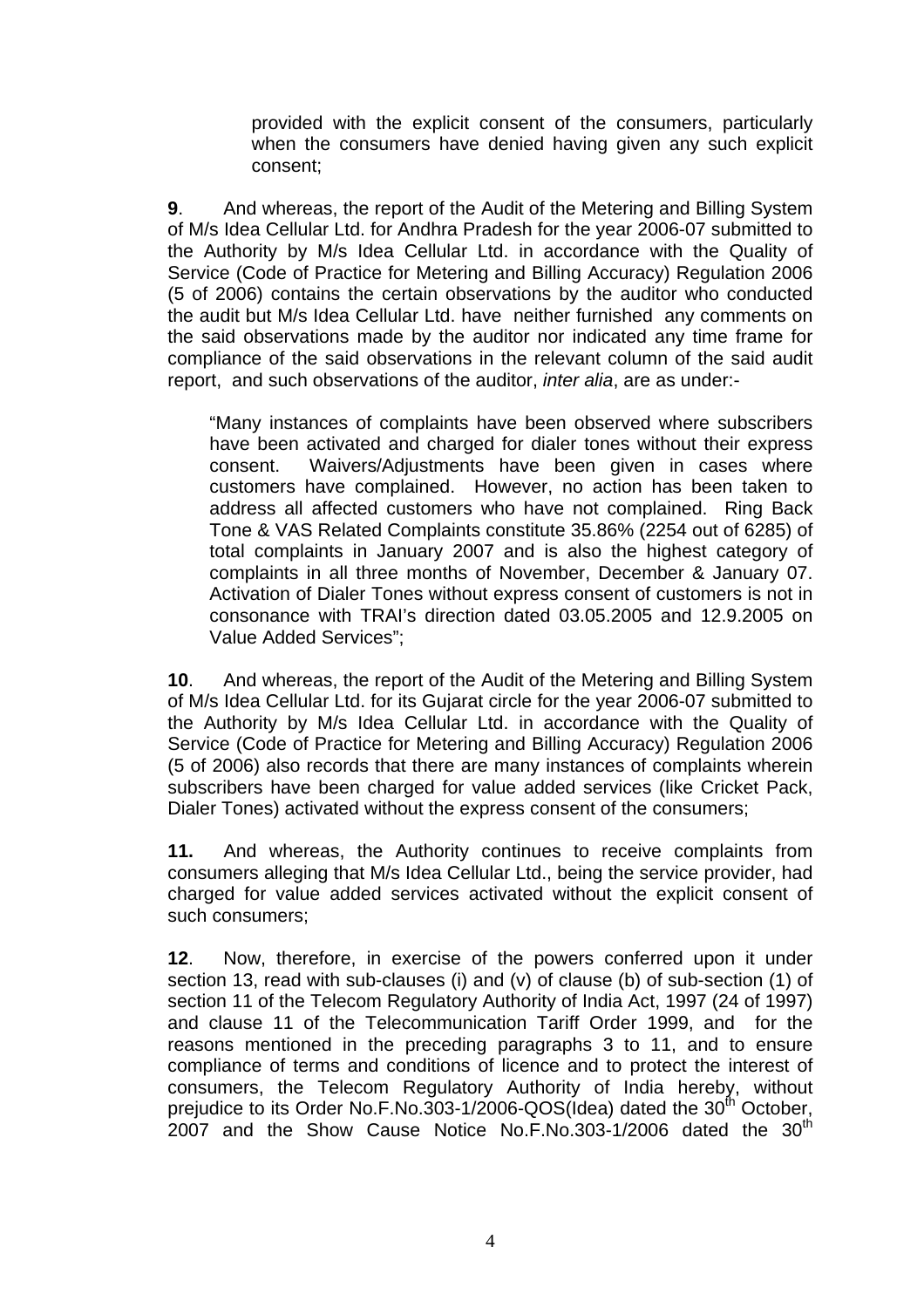provided with the explicit consent of the consumers, particularly when the consumers have denied having given any such explicit consent;

**9**. And whereas, the report of the Audit of the Metering and Billing System of M/s Idea Cellular Ltd. for Andhra Pradesh for the year 2006-07 submitted to the Authority by M/s Idea Cellular Ltd. in accordance with the Quality of Service (Code of Practice for Metering and Billing Accuracy) Regulation 2006 (5 of 2006) contains the certain observations by the auditor who conducted the audit but M/s Idea Cellular Ltd. have neither furnished any comments on the said observations made by the auditor nor indicated any time frame for compliance of the said observations in the relevant column of the said audit report, and such observations of the auditor, *inter alia*, are as under:-

> "Many instances of complaints have been observed where subscribers have been activated and charged for dialer tones without their express consent. Waivers/Adjustments have been given in cases where customers have complained. However, no action has been taken to address all affected customers who have not complained. Ring Back Tone & VAS Related Complaints constitute 35.86% (2254 out of 6285) of total complaints in January 2007 and is also the highest category of complaints in all three months of November, December & January 07. Activation of Dialer Tones without express consent of customers is not in consonance with TRAI's direction dated 03.05.2005 and 12.9.2005 on Value Added Services";

**10**. And whereas, the report of the Audit of the Metering and Billing System of M/s Idea Cellular Ltd. for its Gujarat circle for the year 2006-07 submitted to the Authority by M/s Idea Cellular Ltd. in accordance with the Quality of Service (Code of Practice for Metering and Billing Accuracy) Regulation 2006 (5 of 2006) also records that there are many instances of complaints wherein subscribers have been charged for value added services (like Cricket Pack, Dialer Tones) activated without the express consent of the consumers;

**11.** And whereas, the Authority continues to receive complaints from consumers alleging that M/s Idea Cellular Ltd., being the service provider, had charged for value added services activated without the explicit consent of such consumers;

**12**. Now, therefore, in exercise of the powers conferred upon it under section 13, read with sub-clauses (i) and (v) of clause (b) of sub-section (1) of section 11 of the Telecom Regulatory Authority of India Act, 1997 (24 of 1997) and clause 11 of the Telecommunication Tariff Order 1999, and for the reasons mentioned in the preceding paragraphs 3 to 11, and to ensure compliance of terms and conditions of licence and to protect the interest of consumers, the Telecom Regulatory Authority of India hereby, without prejudice to its Order No.F.No.303-1/2006-QOS(Idea) dated the 30th October, 2007 and the Show Cause Notice No.F.No.303-1/2006 dated the 30th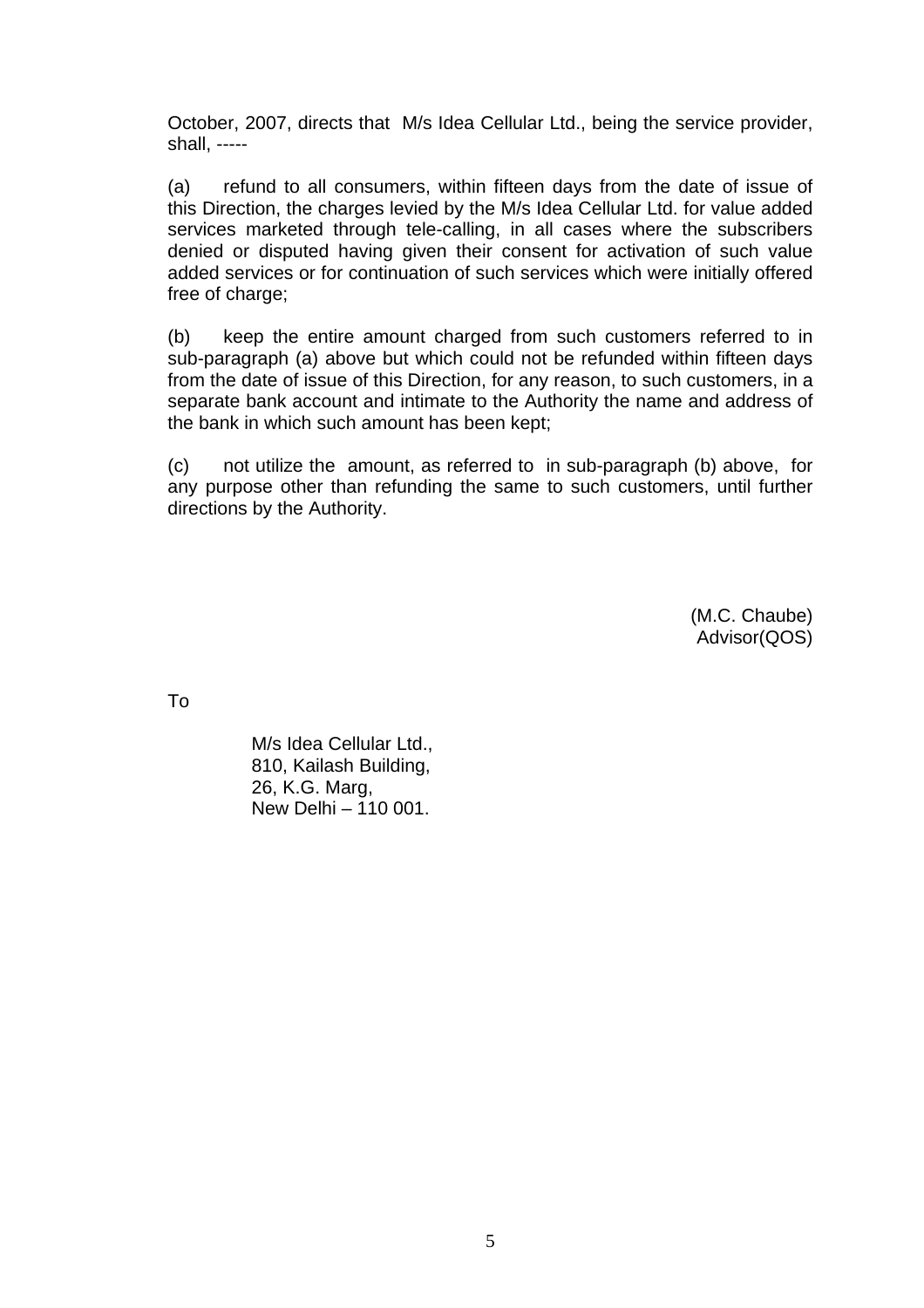October, 2007, directs that M/s Idea Cellular Ltd., being the service provider, shall, -----

(a) refund to all consumers, within fifteen days from the date of issue of this Direction, the charges levied by the M/s Idea Cellular Ltd. for value added services marketed through tele-calling, in all cases where the subscribers denied or disputed having given their consent for activation of such value added services or for continuation of such services which were initially offered free of charge;

(b) keep the entire amount charged from such customers referred to in sub-paragraph (a) above but which could not be refunded within fifteen days from the date of issue of this Direction, for any reason, to such customers, in a separate bank account and intimate to the Authority the name and address of the bank in which such amount has been kept;

(c) not utilize the amount, as referred to in sub-paragraph (b) above, for any purpose other than refunding the same to such customers, until further directions by the Authority.

(M.C. Chaube)
Advisor(QOS)

To

M/s Idea Cellular Ltd.,
810, Kailash Building,
26, K.G. Marg,
New Delhi – 110 001.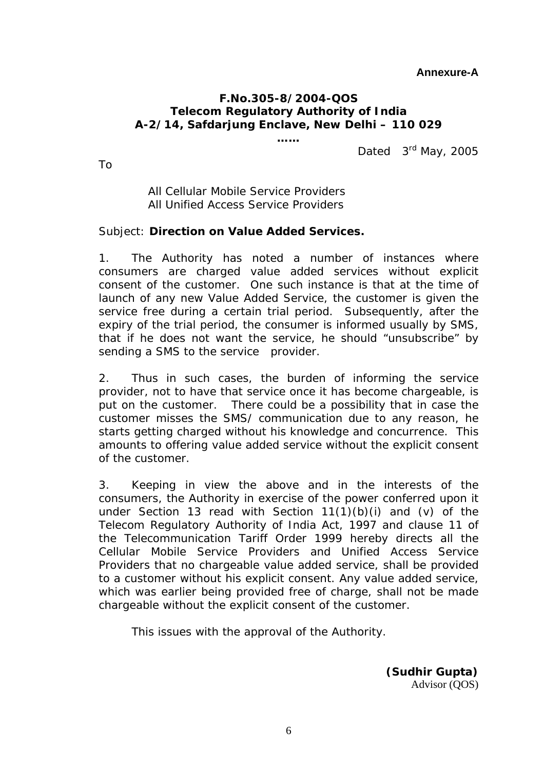**Annexure-A**

**F.No.305-8/2004-QOS**
**Telecom Regulatory Authority of India**
**A-2/14, Safdarjung Enclave, New Delhi – 110 029**

**……**

Dated 3rd May, 2005

To

All Cellular Mobile Service Providers
All Unified Access Service Providers

Subject: **Direction on Value Added Services.**

1. The Authority has noted a number of instances where consumers are charged value added services without explicit consent of the customer. One such instance is that at the time of launch of any new Value Added Service, the customer is given the service free during a certain trial period. Subsequently, after the expiry of the trial period, the consumer is informed usually by SMS, that if he does not want the service, he should "unsubscribe" by sending a SMS to the service provider.

2. Thus in such cases, the burden of informing the service provider, not to have that service once it has become chargeable, is put on the customer. There could be a possibility that in case the customer misses the SMS/ communication due to any reason, he starts getting charged without his knowledge and concurrence. This amounts to offering value added service without the explicit consent of the customer.

3. Keeping in view the above and in the interests of the consumers, the Authority in exercise of the power conferred upon it under Section 13 read with Section 11(1)(b)(i) and (v) of the Telecom Regulatory Authority of India Act, 1997 and clause 11 of the Telecommunication Tariff Order 1999 hereby directs all the Cellular Mobile Service Providers and Unified Access Service Providers that no chargeable value added service, shall be provided to a customer without his explicit consent. Any value added service, which was earlier being provided free of charge, shall not be made chargeable without the explicit consent of the customer.

This issues with the approval of the Authority.

**(Sudhir Gupta)**
Advisor (QOS)